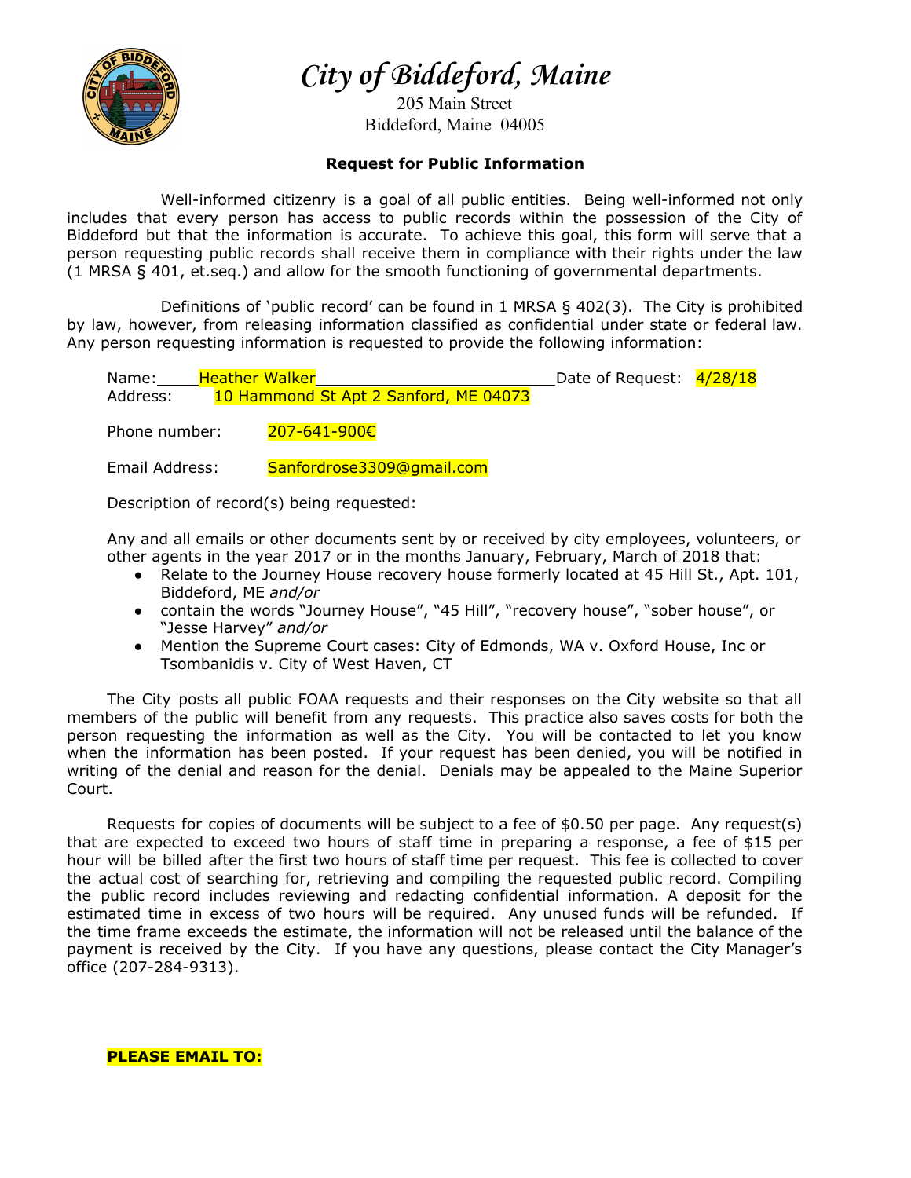# City of Biddeford, Maine

205 Main Street
Biddeford, Maine 04005

**Request for Public Information**

Well-informed citizenry is a goal of all public entities. Being well-informed not only includes that every person has access to public records within the possession of the City of Biddeford but that the information is accurate. To achieve this goal, this form will serve that a person requesting public records shall receive them in compliance with their rights under the law (1 MRSA § 401, et.seq.) and allow for the smooth functioning of governmental departments.

Definitions of 'public record' can be found in 1 MRSA § 402(3). The City is prohibited by law, however, from releasing information classified as confidential under state or federal law. Any person requesting information is requested to provide the following information:

Name: Heather Walker Date of Request: 4/28/18
Address: 10 Hammond St Apt 2 Sanford, ME 04073

Phone number: 207-641-900€

Email Address: Sanfordrose3309@gmail.com

Description of record(s) being requested:

Any and all emails or other documents sent by or received by city employees, volunteers, or other agents in the year 2017 or in the months January, February, March of 2018 that:

- Relate to the Journey House recovery house formerly located at 45 Hill St., Apt. 101, Biddeford, ME *and/or*
- contain the words "Journey House", "45 Hill", "recovery house", "sober house", or "Jesse Harvey" *and/or*
- Mention the Supreme Court cases: City of Edmonds, WA v. Oxford House, Inc or Tsombanidis v. City of West Haven, CT

The City posts all public FOAA requests and their responses on the City website so that all members of the public will benefit from any requests. This practice also saves costs for both the person requesting the information as well as the City. You will be contacted to let you know when the information has been posted. If your request has been denied, you will be notified in writing of the denial and reason for the denial. Denials may be appealed to the Maine Superior Court.

Requests for copies of documents will be subject to a fee of $0.50 per page. Any request(s) that are expected to exceed two hours of staff time in preparing a response, a fee of $15 per hour will be billed after the first two hours of staff time per request. This fee is collected to cover the actual cost of searching for, retrieving and compiling the requested public record. Compiling the public record includes reviewing and redacting confidential information. A deposit for the estimated time in excess of two hours will be required. Any unused funds will be refunded. If the time frame exceeds the estimate, the information will not be released until the balance of the payment is received by the City. If you have any questions, please contact the City Manager's office (207-284-9313).

**PLEASE EMAIL TO:**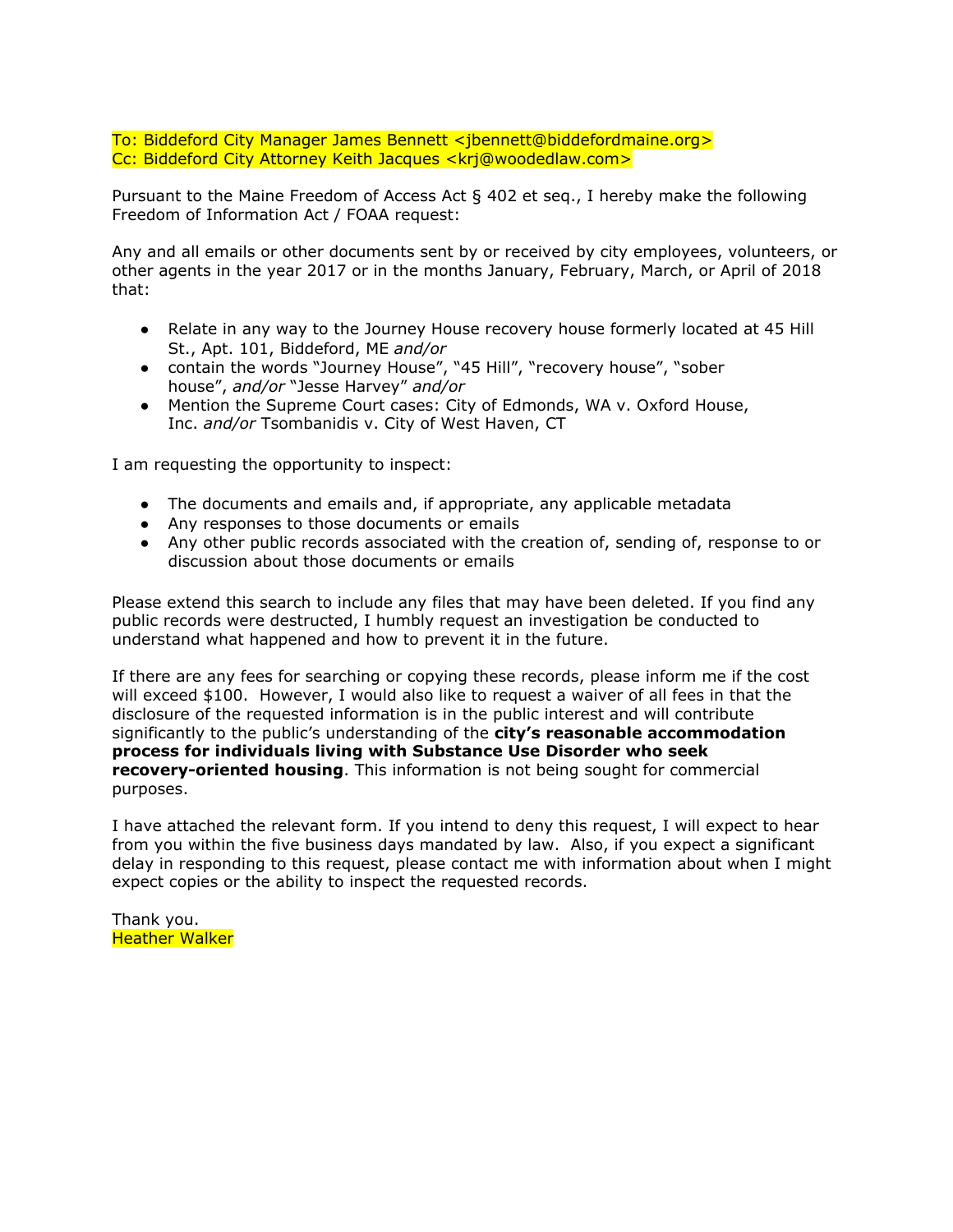To: Biddeford City Manager James Bennett <jbennett@biddefordmaine.org>
Cc: Biddeford City Attorney Keith Jacques <krj@woodedlaw.com>

Pursuant to the Maine Freedom of Access Act § 402 et seq., I hereby make the following Freedom of Information Act / FOAA request:

Any and all emails or other documents sent by or received by city employees, volunteers, or other agents in the year 2017 or in the months January, February, March, or April of 2018 that:

- Relate in any way to the Journey House recovery house formerly located at 45 Hill St., Apt. 101, Biddeford, ME *and/or*
- contain the words "Journey House", "45 Hill", "recovery house", "sober house", *and/or* "Jesse Harvey" *and/or*
- Mention the Supreme Court cases: City of Edmonds, WA v. Oxford House, Inc. *and/or* Tsombanidis v. City of West Haven, CT

I am requesting the opportunity to inspect:

- The documents and emails and, if appropriate, any applicable metadata
- Any responses to those documents or emails
- Any other public records associated with the creation of, sending of, response to or discussion about those documents or emails

Please extend this search to include any files that may have been deleted. If you find any public records were destructed, I humbly request an investigation be conducted to understand what happened and how to prevent it in the future.

If there are any fees for searching or copying these records, please inform me if the cost will exceed $100. However, I would also like to request a waiver of all fees in that the disclosure of the requested information is in the public interest and will contribute significantly to the public's understanding of the **city's reasonable accommodation process for individuals living with Substance Use Disorder who seek recovery-oriented housing**. This information is not being sought for commercial purposes.

I have attached the relevant form. If you intend to deny this request, I will expect to hear from you within the five business days mandated by law. Also, if you expect a significant delay in responding to this request, please contact me with information about when I might expect copies or the ability to inspect the requested records.

Thank you.
Heather Walker